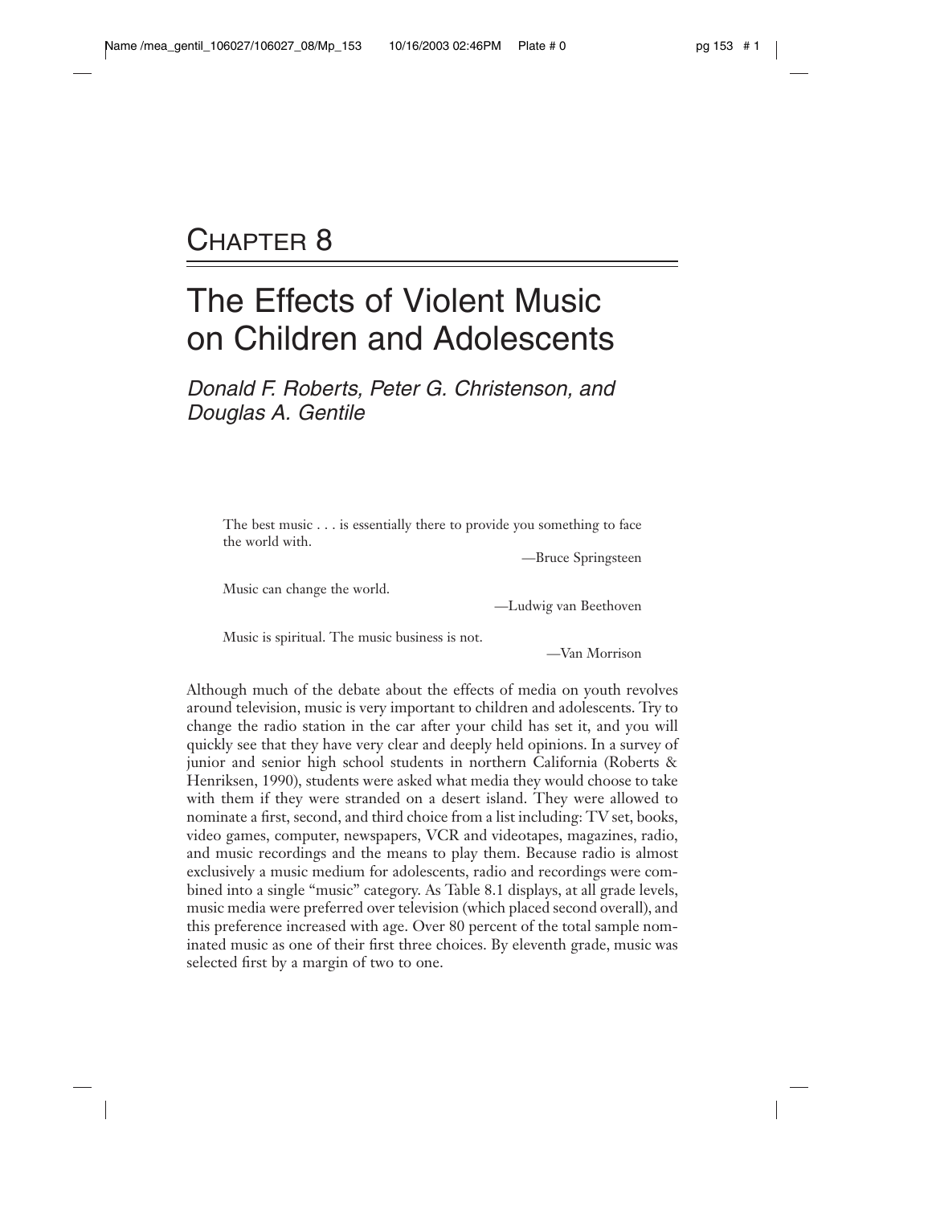# CHAPTER 8

# The Effects of Violent Music on Children and Adolescents

*Donald F. Roberts, Peter G. Christenson, and Douglas A. Gentile*

> The best music . . . is essentially there to provide you something to face the world with.
>
> —Bruce Springsteen

> Music can change the world.
>
> —Ludwig van Beethoven

> Music is spiritual. The music business is not.
>
> —Van Morrison

Although much of the debate about the effects of media on youth revolves around television, music is very important to children and adolescents. Try to change the radio station in the car after your child has set it, and you will quickly see that they have very clear and deeply held opinions. In a survey of junior and senior high school students in northern California (Roberts & Henriksen, 1990), students were asked what media they would choose to take with them if they were stranded on a desert island. They were allowed to nominate a first, second, and third choice from a list including: TV set, books, video games, computer, newspapers, VCR and videotapes, magazines, radio, and music recordings and the means to play them. Because radio is almost exclusively a music medium for adolescents, radio and recordings were combined into a single "music" category. As Table 8.1 displays, at all grade levels, music media were preferred over television (which placed second overall), and this preference increased with age. Over 80 percent of the total sample nominated music as one of their first three choices. By eleventh grade, music was selected first by a margin of two to one.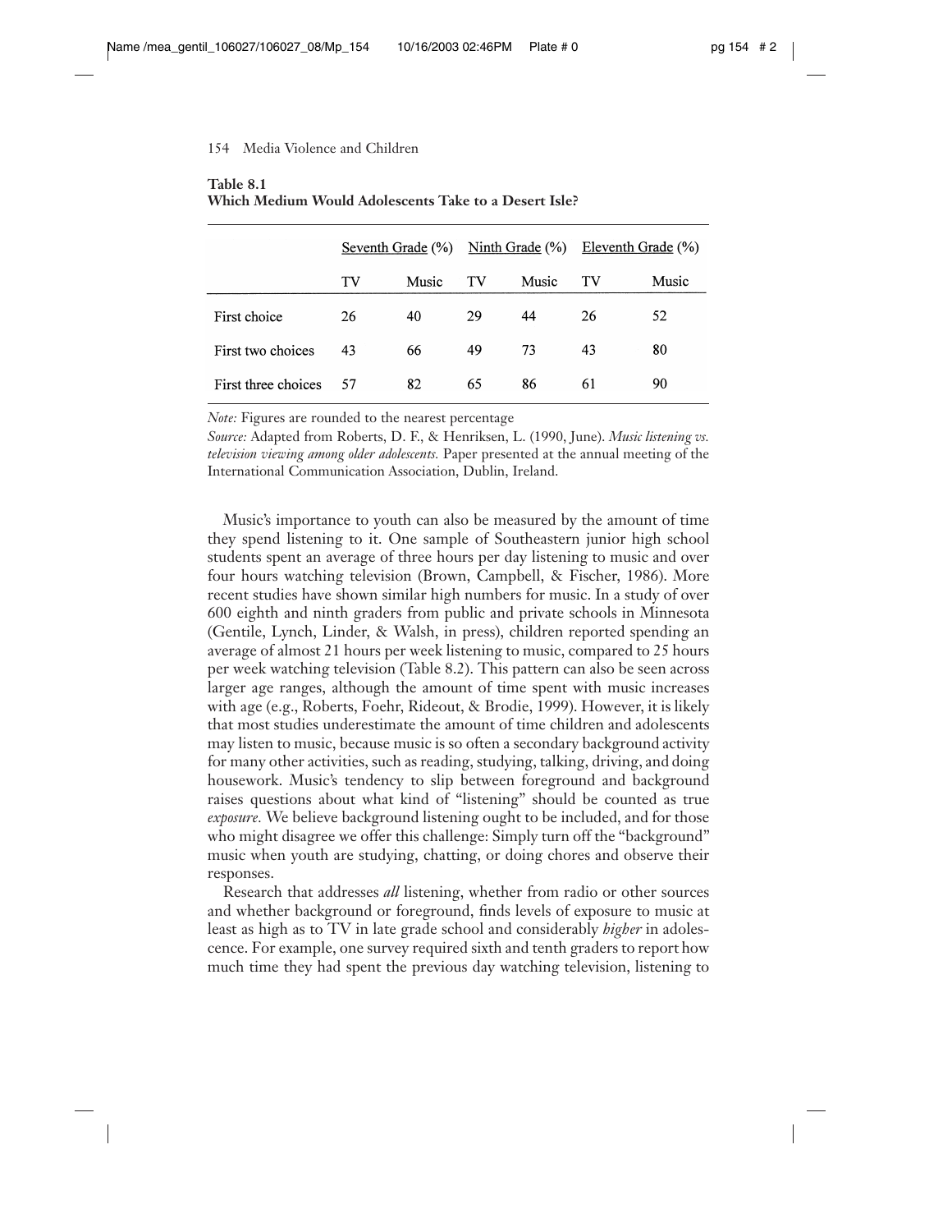**Table 8.1**
**Which Medium Would Adolescents Take to a Desert Isle?**

| | Seventh Grade (%) | | Ninth Grade (%) | | Eleventh Grade (%) | |
|---|---|---|---|---|---|---|
| | TV | Music | TV | Music | TV | Music |
| First choice | 26 | 40 | 29 | 44 | 26 | 52 |
| First two choices | 43 | 66 | 49 | 73 | 43 | 80 |
| First three choices | 57 | 82 | 65 | 86 | 61 | 90 |

*Note:* Figures are rounded to the nearest percentage

*Source:* Adapted from Roberts, D. F., & Henriksen, L. (1990, June). *Music listening vs. television viewing among older adolescents.* Paper presented at the annual meeting of the International Communication Association, Dublin, Ireland.

Music's importance to youth can also be measured by the amount of time they spend listening to it. One sample of Southeastern junior high school students spent an average of three hours per day listening to music and over four hours watching television (Brown, Campbell, & Fischer, 1986). More recent studies have shown similar high numbers for music. In a study of over 600 eighth and ninth graders from public and private schools in Minnesota (Gentile, Lynch, Linder, & Walsh, in press), children reported spending an average of almost 21 hours per week listening to music, compared to 25 hours per week watching television (Table 8.2). This pattern can also be seen across larger age ranges, although the amount of time spent with music increases with age (e.g., Roberts, Foehr, Rideout, & Brodie, 1999). However, it is likely that most studies underestimate the amount of time children and adolescents may listen to music, because music is so often a secondary background activity for many other activities, such as reading, studying, talking, driving, and doing housework. Music's tendency to slip between foreground and background raises questions about what kind of "listening" should be counted as true *exposure.* We believe background listening ought to be included, and for those who might disagree we offer this challenge: Simply turn off the "background" music when youth are studying, chatting, or doing chores and observe their responses.

Research that addresses *all* listening, whether from radio or other sources and whether background or foreground, finds levels of exposure to music at least as high as to TV in late grade school and considerably *higher* in adolescence. For example, one survey required sixth and tenth graders to report how much time they had spent the previous day watching television, listening to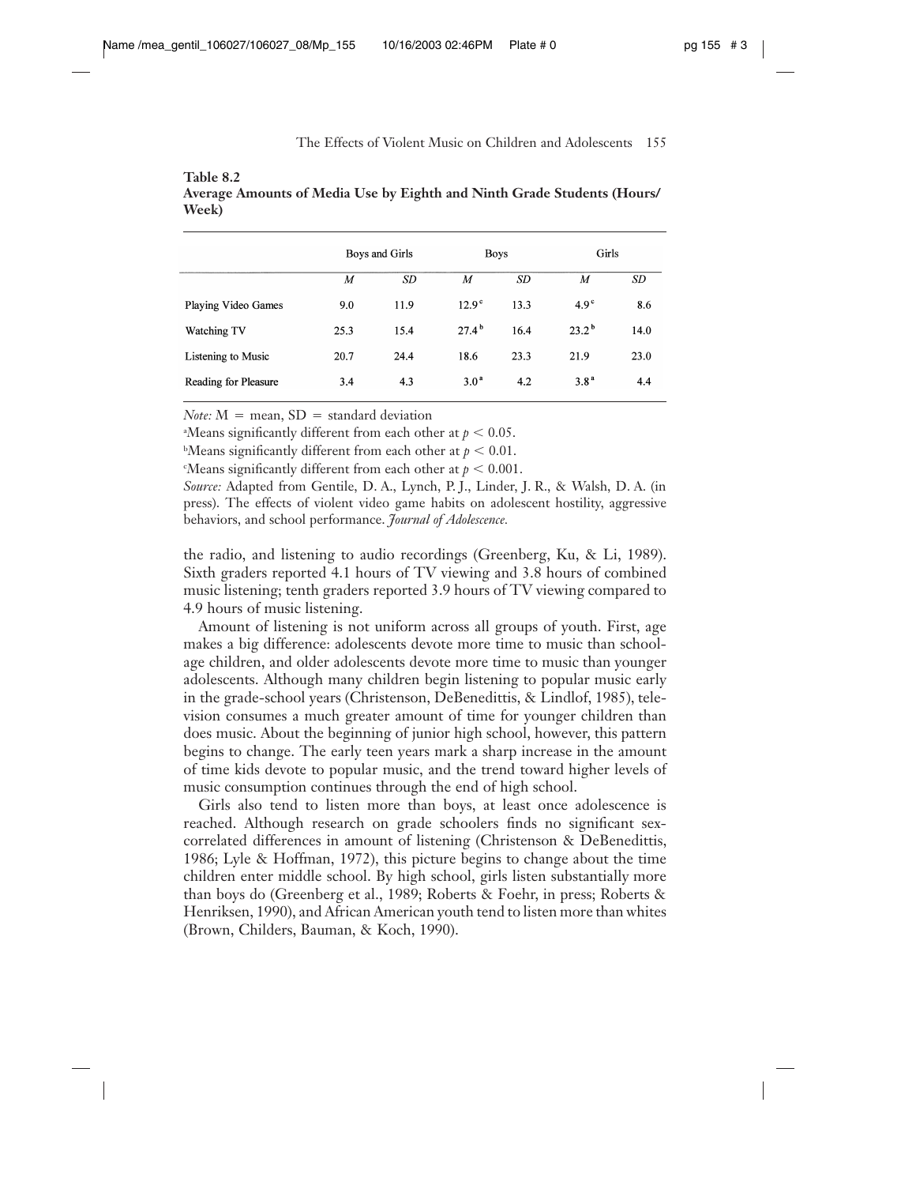**Table 8.2**
**Average Amounts of Media Use by Eighth and Ninth Grade Students (Hours/Week)**

| | Boys and Girls | | Boys | | Girls | |
|---|---|---|---|---|---|---|
| | *M* | *SD* | *M* | *SD* | *M* | *SD* |
| Playing Video Games | 9.0 | 11.9 | 12.9[c] | 13.3 | 4.9[c] | 8.6 |
| Watching TV | 25.3 | 15.4 | 27.4[b] | 16.4 | 23.2[b] | 14.0 |
| Listening to Music | 20.7 | 24.4 | 18.6 | 23.3 | 21.9 | 23.0 |
| Reading for Pleasure | 3.4 | 4.3 | 3.0[a] | 4.2 | 3.8[a] | 4.4 |

*Note:* M = mean, SD = standard deviation

[a]Means significantly different from each other at $p < 0.05$.

[b]Means significantly different from each other at $p < 0.01$.

[c]Means significantly different from each other at $p < 0.001$.

*Source:* Adapted from Gentile, D. A., Lynch, P. J., Linder, J. R., & Walsh, D. A. (in press). The effects of violent video game habits on adolescent hostility, aggressive behaviors, and school performance. *Journal of Adolescence.*

the radio, and listening to audio recordings (Greenberg, Ku, & Li, 1989). Sixth graders reported 4.1 hours of TV viewing and 3.8 hours of combined music listening; tenth graders reported 3.9 hours of TV viewing compared to 4.9 hours of music listening.

Amount of listening is not uniform across all groups of youth. First, age makes a big difference: adolescents devote more time to music than school-age children, and older adolescents devote more time to music than younger adolescents. Although many children begin listening to popular music early in the grade-school years (Christenson, DeBenedittis, & Lindlof, 1985), television consumes a much greater amount of time for younger children than does music. About the beginning of junior high school, however, this pattern begins to change. The early teen years mark a sharp increase in the amount of time kids devote to popular music, and the trend toward higher levels of music consumption continues through the end of high school.

Girls also tend to listen more than boys, at least once adolescence is reached. Although research on grade schoolers finds no significant sex-correlated differences in amount of listening (Christenson & DeBenedittis, 1986; Lyle & Hoffman, 1972), this picture begins to change about the time children enter middle school. By high school, girls listen substantially more than boys do (Greenberg et al., 1989; Roberts & Foehr, in press; Roberts & Henriksen, 1990), and African American youth tend to listen more than whites (Brown, Childers, Bauman, & Koch, 1990).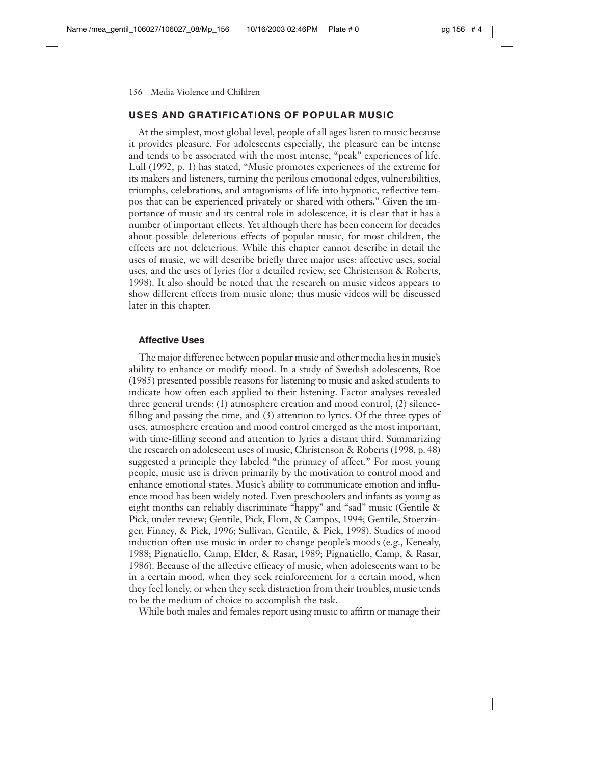## USES AND GRATIFICATIONS OF POPULAR MUSIC

At the simplest, most global level, people of all ages listen to music because it provides pleasure. For adolescents especially, the pleasure can be intense and tends to be associated with the most intense, "peak" experiences of life. Lull (1992, p. 1) has stated, "Music promotes experiences of the extreme for its makers and listeners, turning the perilous emotional edges, vulnerabilities, triumphs, celebrations, and antagonisms of life into hypnotic, reflective tempos that can be experienced privately or shared with others." Given the importance of music and its central role in adolescence, it is clear that it has a number of important effects. Yet although there has been concern for decades about possible deleterious effects of popular music, for most children, the effects are not deleterious. While this chapter cannot describe in detail the uses of music, we will describe briefly three major uses: affective uses, social uses, and the uses of lyrics (for a detailed review, see Christenson & Roberts, 1998). It also should be noted that the research on music videos appears to show different effects from music alone; thus music videos will be discussed later in this chapter.

### Affective Uses

The major difference between popular music and other media lies in music's ability to enhance or modify mood. In a study of Swedish adolescents, Roe (1985) presented possible reasons for listening to music and asked students to indicate how often each applied to their listening. Factor analyses revealed three general trends: (1) atmosphere creation and mood control, (2) silence-filling and passing the time, and (3) attention to lyrics. Of the three types of uses, atmosphere creation and mood control emerged as the most important, with time-filling second and attention to lyrics a distant third. Summarizing the research on adolescent uses of music, Christenson & Roberts (1998, p. 48) suggested a principle they labeled "the primacy of affect." For most young people, music use is driven primarily by the motivation to control mood and enhance emotional states. Music's ability to communicate emotion and influence mood has been widely noted. Even preschoolers and infants as young as eight months can reliably discriminate "happy" and "sad" music (Gentile & Pick, under review; Gentile, Pick, Flom, & Campos, 1994; Gentile, Stoerzinger, Finney, & Pick, 1996; Sullivan, Gentile, & Pick, 1998). Studies of mood induction often use music in order to change people's moods (e.g., Kenealy, 1988; Pignatiello, Camp, Elder, & Rasar, 1989; Pignatiello, Camp, & Rasar, 1986). Because of the affective efficacy of music, when adolescents want to be in a certain mood, when they seek reinforcement for a certain mood, when they feel lonely, or when they seek distraction from their troubles, music tends to be the medium of choice to accomplish the task.

While both males and females report using music to affirm or manage their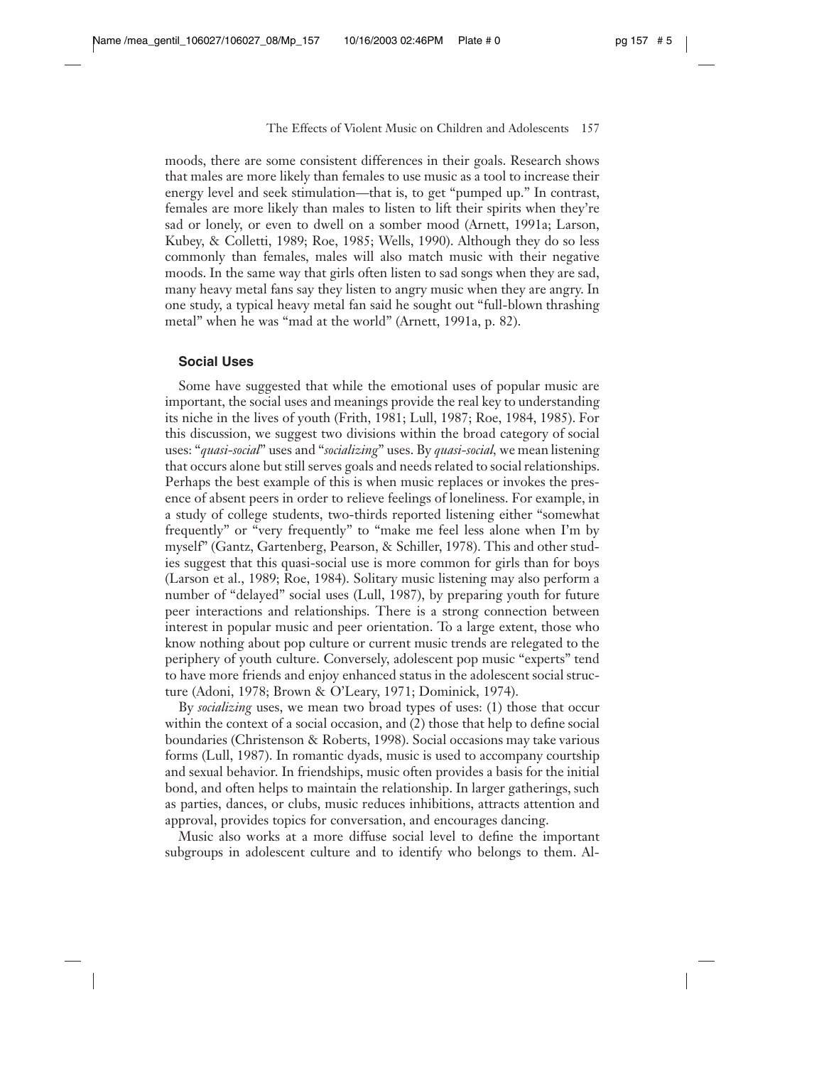moods, there are some consistent differences in their goals. Research shows that males are more likely than females to use music as a tool to increase their energy level and seek stimulation—that is, to get "pumped up." In contrast, females are more likely than males to listen to lift their spirits when they're sad or lonely, or even to dwell on a somber mood (Arnett, 1991a; Larson, Kubey, & Colletti, 1989; Roe, 1985; Wells, 1990). Although they do so less commonly than females, males will also match music with their negative moods. In the same way that girls often listen to sad songs when they are sad, many heavy metal fans say they listen to angry music when they are angry. In one study, a typical heavy metal fan said he sought out "full-blown thrashing metal" when he was "mad at the world" (Arnett, 1991a, p. 82).

### Social Uses

Some have suggested that while the emotional uses of popular music are important, the social uses and meanings provide the real key to understanding its niche in the lives of youth (Frith, 1981; Lull, 1987; Roe, 1984, 1985). For this discussion, we suggest two divisions within the broad category of social uses: "*quasi-social*" uses and "*socializing*" uses. By *quasi-social*, we mean listening that occurs alone but still serves goals and needs related to social relationships. Perhaps the best example of this is when music replaces or invokes the presence of absent peers in order to relieve feelings of loneliness. For example, in a study of college students, two-thirds reported listening either "somewhat frequently" or "very frequently" to "make me feel less alone when I'm by myself" (Gantz, Gartenberg, Pearson, & Schiller, 1978). This and other studies suggest that this quasi-social use is more common for girls than for boys (Larson et al., 1989; Roe, 1984). Solitary music listening may also perform a number of "delayed" social uses (Lull, 1987), by preparing youth for future peer interactions and relationships. There is a strong connection between interest in popular music and peer orientation. To a large extent, those who know nothing about pop culture or current music trends are relegated to the periphery of youth culture. Conversely, adolescent pop music "experts" tend to have more friends and enjoy enhanced status in the adolescent social structure (Adoni, 1978; Brown & O'Leary, 1971; Dominick, 1974).

By *socializing* uses, we mean two broad types of uses: (1) those that occur within the context of a social occasion, and (2) those that help to define social boundaries (Christenson & Roberts, 1998). Social occasions may take various forms (Lull, 1987). In romantic dyads, music is used to accompany courtship and sexual behavior. In friendships, music often provides a basis for the initial bond, and often helps to maintain the relationship. In larger gatherings, such as parties, dances, or clubs, music reduces inhibitions, attracts attention and approval, provides topics for conversation, and encourages dancing.

Music also works at a more diffuse social level to define the important subgroups in adolescent culture and to identify who belongs to them. Al-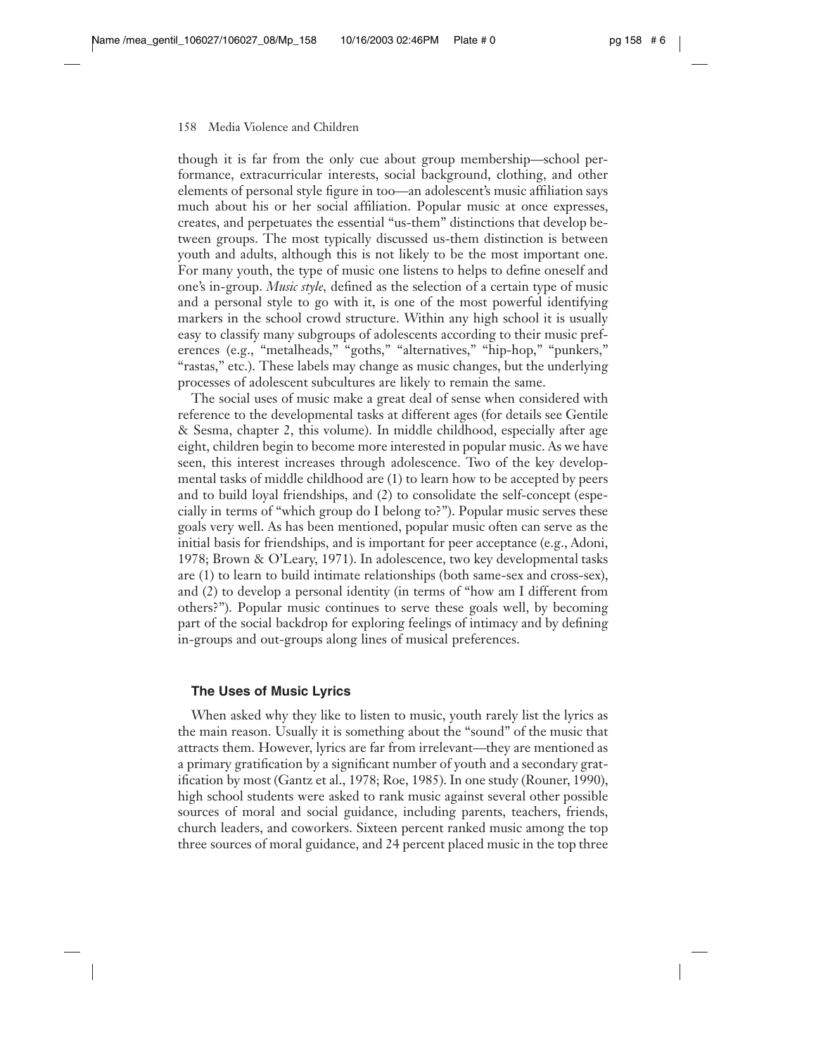though it is far from the only cue about group membership—school performance, extracurricular interests, social background, clothing, and other elements of personal style figure in too—an adolescent's music affiliation says much about his or her social affiliation. Popular music at once expresses, creates, and perpetuates the essential "us-them" distinctions that develop between groups. The most typically discussed us-them distinction is between youth and adults, although this is not likely to be the most important one. For many youth, the type of music one listens to helps to define oneself and one's in-group. *Music style,* defined as the selection of a certain type of music and a personal style to go with it, is one of the most powerful identifying markers in the school crowd structure. Within any high school it is usually easy to classify many subgroups of adolescents according to their music preferences (e.g., "metalheads," "goths," "alternatives," "hip-hop," "punkers," "rastas," etc.). These labels may change as music changes, but the underlying processes of adolescent subcultures are likely to remain the same.

The social uses of music make a great deal of sense when considered with reference to the developmental tasks at different ages (for details see Gentile & Sesma, chapter 2, this volume). In middle childhood, especially after age eight, children begin to become more interested in popular music. As we have seen, this interest increases through adolescence. Two of the key developmental tasks of middle childhood are (1) to learn how to be accepted by peers and to build loyal friendships, and (2) to consolidate the self-concept (especially in terms of "which group do I belong to?"). Popular music serves these goals very well. As has been mentioned, popular music often can serve as the initial basis for friendships, and is important for peer acceptance (e.g., Adoni, 1978; Brown & O'Leary, 1971). In adolescence, two key developmental tasks are (1) to learn to build intimate relationships (both same-sex and cross-sex), and (2) to develop a personal identity (in terms of "how am I different from others?"). Popular music continues to serve these goals well, by becoming part of the social backdrop for exploring feelings of intimacy and by defining in-groups and out-groups along lines of musical preferences.

### The Uses of Music Lyrics

When asked why they like to listen to music, youth rarely list the lyrics as the main reason. Usually it is something about the "sound" of the music that attracts them. However, lyrics are far from irrelevant—they are mentioned as a primary gratification by a significant number of youth and a secondary gratification by most (Gantz et al., 1978; Roe, 1985). In one study (Rouner, 1990), high school students were asked to rank music against several other possible sources of moral and social guidance, including parents, teachers, friends, church leaders, and coworkers. Sixteen percent ranked music among the top three sources of moral guidance, and 24 percent placed music in the top three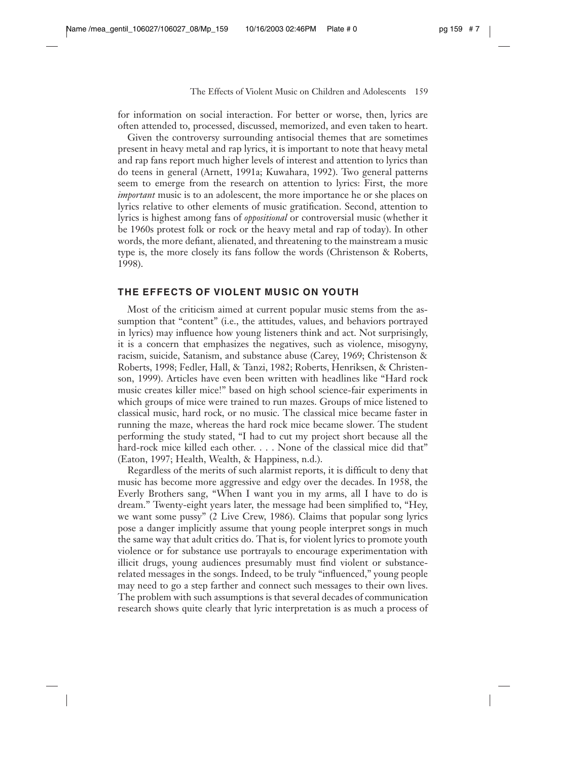for information on social interaction. For better or worse, then, lyrics are often attended to, processed, discussed, memorized, and even taken to heart.

Given the controversy surrounding antisocial themes that are sometimes present in heavy metal and rap lyrics, it is important to note that heavy metal and rap fans report much higher levels of interest and attention to lyrics than do teens in general (Arnett, 1991a; Kuwahara, 1992). Two general patterns seem to emerge from the research on attention to lyrics: First, the more *important* music is to an adolescent, the more importance he or she places on lyrics relative to other elements of music gratification. Second, attention to lyrics is highest among fans of *oppositional* or controversial music (whether it be 1960s protest folk or rock or the heavy metal and rap of today). In other words, the more defiant, alienated, and threatening to the mainstream a music type is, the more closely its fans follow the words (Christenson & Roberts, 1998).

## THE EFFECTS OF VIOLENT MUSIC ON YOUTH

Most of the criticism aimed at current popular music stems from the assumption that "content" (i.e., the attitudes, values, and behaviors portrayed in lyrics) may influence how young listeners think and act. Not surprisingly, it is a concern that emphasizes the negatives, such as violence, misogyny, racism, suicide, Satanism, and substance abuse (Carey, 1969; Christenson & Roberts, 1998; Fedler, Hall, & Tanzi, 1982; Roberts, Henriksen, & Christenson, 1999). Articles have even been written with headlines like "Hard rock music creates killer mice!" based on high school science-fair experiments in which groups of mice were trained to run mazes. Groups of mice listened to classical music, hard rock, or no music. The classical mice became faster in running the maze, whereas the hard rock mice became slower. The student performing the study stated, "I had to cut my project short because all the hard-rock mice killed each other. . . . None of the classical mice did that" (Eaton, 1997; Health, Wealth, & Happiness, n.d.).

Regardless of the merits of such alarmist reports, it is difficult to deny that music has become more aggressive and edgy over the decades. In 1958, the Everly Brothers sang, "When I want you in my arms, all I have to do is dream." Twenty-eight years later, the message had been simplified to, "Hey, we want some pussy" (2 Live Crew, 1986). Claims that popular song lyrics pose a danger implicitly assume that young people interpret songs in much the same way that adult critics do. That is, for violent lyrics to promote youth violence or for substance use portrayals to encourage experimentation with illicit drugs, young audiences presumably must find violent or substance-related messages in the songs. Indeed, to be truly "influenced," young people may need to go a step farther and connect such messages to their own lives. The problem with such assumptions is that several decades of communication research shows quite clearly that lyric interpretation is as much a process of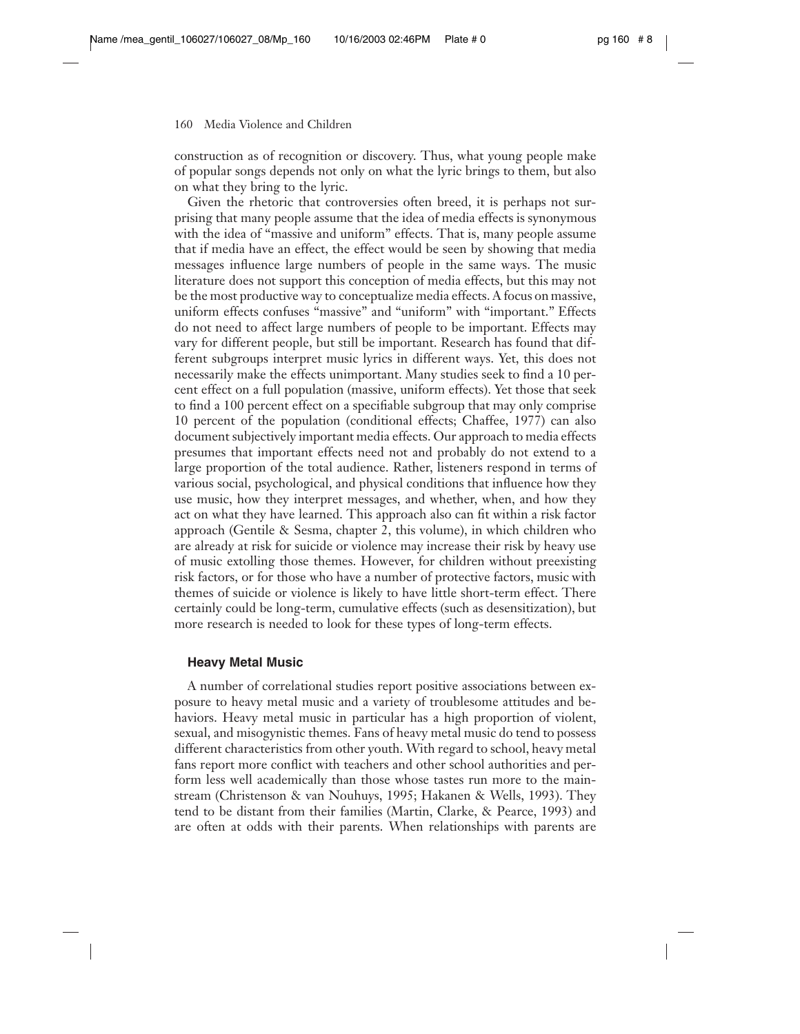construction as of recognition or discovery. Thus, what young people make of popular songs depends not only on what the lyric brings to them, but also on what they bring to the lyric.

Given the rhetoric that controversies often breed, it is perhaps not surprising that many people assume that the idea of media effects is synonymous with the idea of "massive and uniform" effects. That is, many people assume that if media have an effect, the effect would be seen by showing that media messages influence large numbers of people in the same ways. The music literature does not support this conception of media effects, but this may not be the most productive way to conceptualize media effects. A focus on massive, uniform effects confuses "massive" and "uniform" with "important." Effects do not need to affect large numbers of people to be important. Effects may vary for different people, but still be important. Research has found that different subgroups interpret music lyrics in different ways. Yet, this does not necessarily make the effects unimportant. Many studies seek to find a 10 percent effect on a full population (massive, uniform effects). Yet those that seek to find a 100 percent effect on a specifiable subgroup that may only comprise 10 percent of the population (conditional effects; Chaffee, 1977) can also document subjectively important media effects. Our approach to media effects presumes that important effects need not and probably do not extend to a large proportion of the total audience. Rather, listeners respond in terms of various social, psychological, and physical conditions that influence how they use music, how they interpret messages, and whether, when, and how they act on what they have learned. This approach also can fit within a risk factor approach (Gentile & Sesma, chapter 2, this volume), in which children who are already at risk for suicide or violence may increase their risk by heavy use of music extolling those themes. However, for children without preexisting risk factors, or for those who have a number of protective factors, music with themes of suicide or violence is likely to have little short-term effect. There certainly could be long-term, cumulative effects (such as desensitization), but more research is needed to look for these types of long-term effects.

### Heavy Metal Music

A number of correlational studies report positive associations between exposure to heavy metal music and a variety of troublesome attitudes and behaviors. Heavy metal music in particular has a high proportion of violent, sexual, and misogynistic themes. Fans of heavy metal music do tend to possess different characteristics from other youth. With regard to school, heavy metal fans report more conflict with teachers and other school authorities and perform less well academically than those whose tastes run more to the mainstream (Christenson & van Nouhuys, 1995; Hakanen & Wells, 1993). They tend to be distant from their families (Martin, Clarke, & Pearce, 1993) and are often at odds with their parents. When relationships with parents are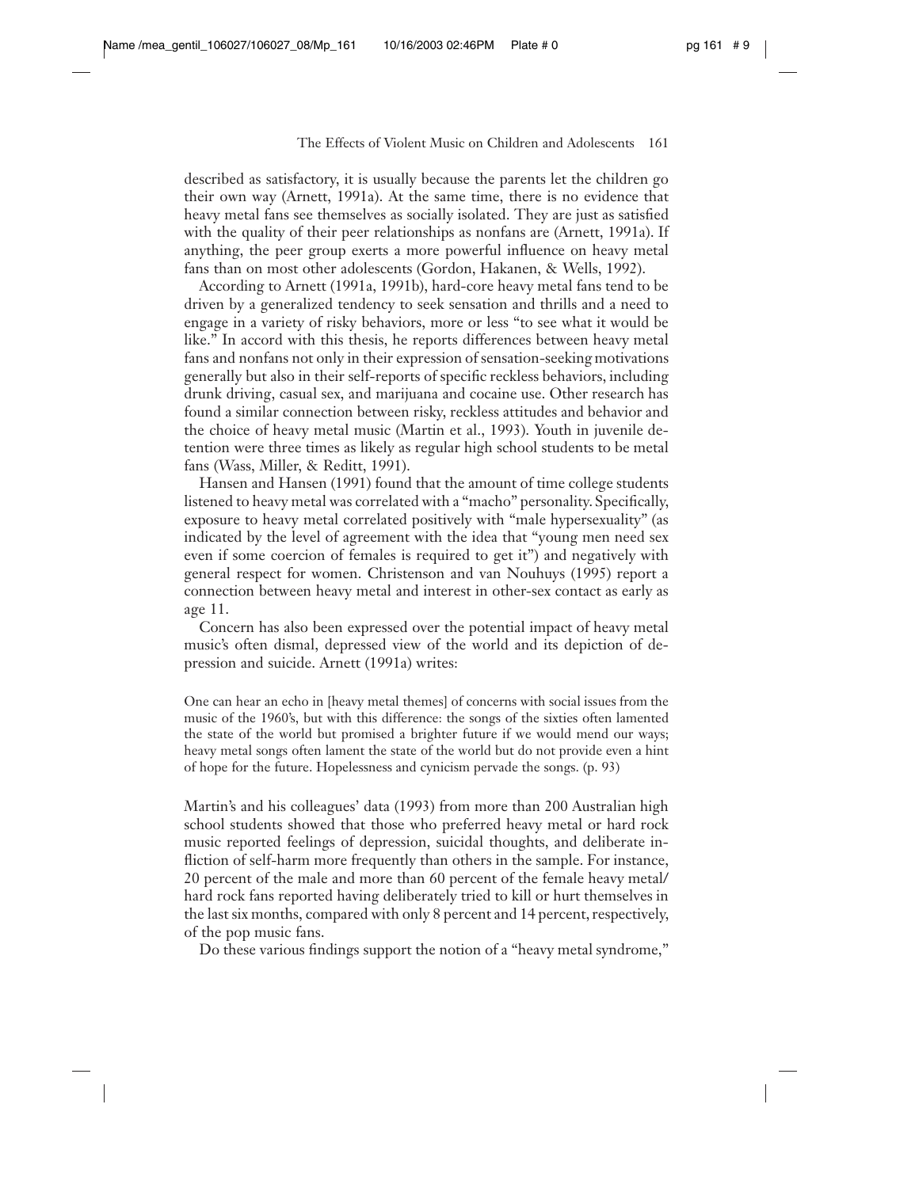described as satisfactory, it is usually because the parents let the children go their own way (Arnett, 1991a). At the same time, there is no evidence that heavy metal fans see themselves as socially isolated. They are just as satisfied with the quality of their peer relationships as nonfans are (Arnett, 1991a). If anything, the peer group exerts a more powerful influence on heavy metal fans than on most other adolescents (Gordon, Hakanen, & Wells, 1992).

According to Arnett (1991a, 1991b), hard-core heavy metal fans tend to be driven by a generalized tendency to seek sensation and thrills and a need to engage in a variety of risky behaviors, more or less "to see what it would be like." In accord with this thesis, he reports differences between heavy metal fans and nonfans not only in their expression of sensation-seeking motivations generally but also in their self-reports of specific reckless behaviors, including drunk driving, casual sex, and marijuana and cocaine use. Other research has found a similar connection between risky, reckless attitudes and behavior and the choice of heavy metal music (Martin et al., 1993). Youth in juvenile detention were three times as likely as regular high school students to be metal fans (Wass, Miller, & Reditt, 1991).

Hansen and Hansen (1991) found that the amount of time college students listened to heavy metal was correlated with a "macho" personality. Specifically, exposure to heavy metal correlated positively with "male hypersexuality" (as indicated by the level of agreement with the idea that "young men need sex even if some coercion of females is required to get it") and negatively with general respect for women. Christenson and van Nouhuys (1995) report a connection between heavy metal and interest in other-sex contact as early as age 11.

Concern has also been expressed over the potential impact of heavy metal music's often dismal, depressed view of the world and its depiction of depression and suicide. Arnett (1991a) writes:

> One can hear an echo in [heavy metal themes] of concerns with social issues from the music of the 1960's, but with this difference: the songs of the sixties often lamented the state of the world but promised a brighter future if we would mend our ways; heavy metal songs often lament the state of the world but do not provide even a hint of hope for the future. Hopelessness and cynicism pervade the songs. (p. 93)

Martin's and his colleagues' data (1993) from more than 200 Australian high school students showed that those who preferred heavy metal or hard rock music reported feelings of depression, suicidal thoughts, and deliberate infliction of self-harm more frequently than others in the sample. For instance, 20 percent of the male and more than 60 percent of the female heavy metal/hard rock fans reported having deliberately tried to kill or hurt themselves in the last six months, compared with only 8 percent and 14 percent, respectively, of the pop music fans.

Do these various findings support the notion of a "heavy metal syndrome,"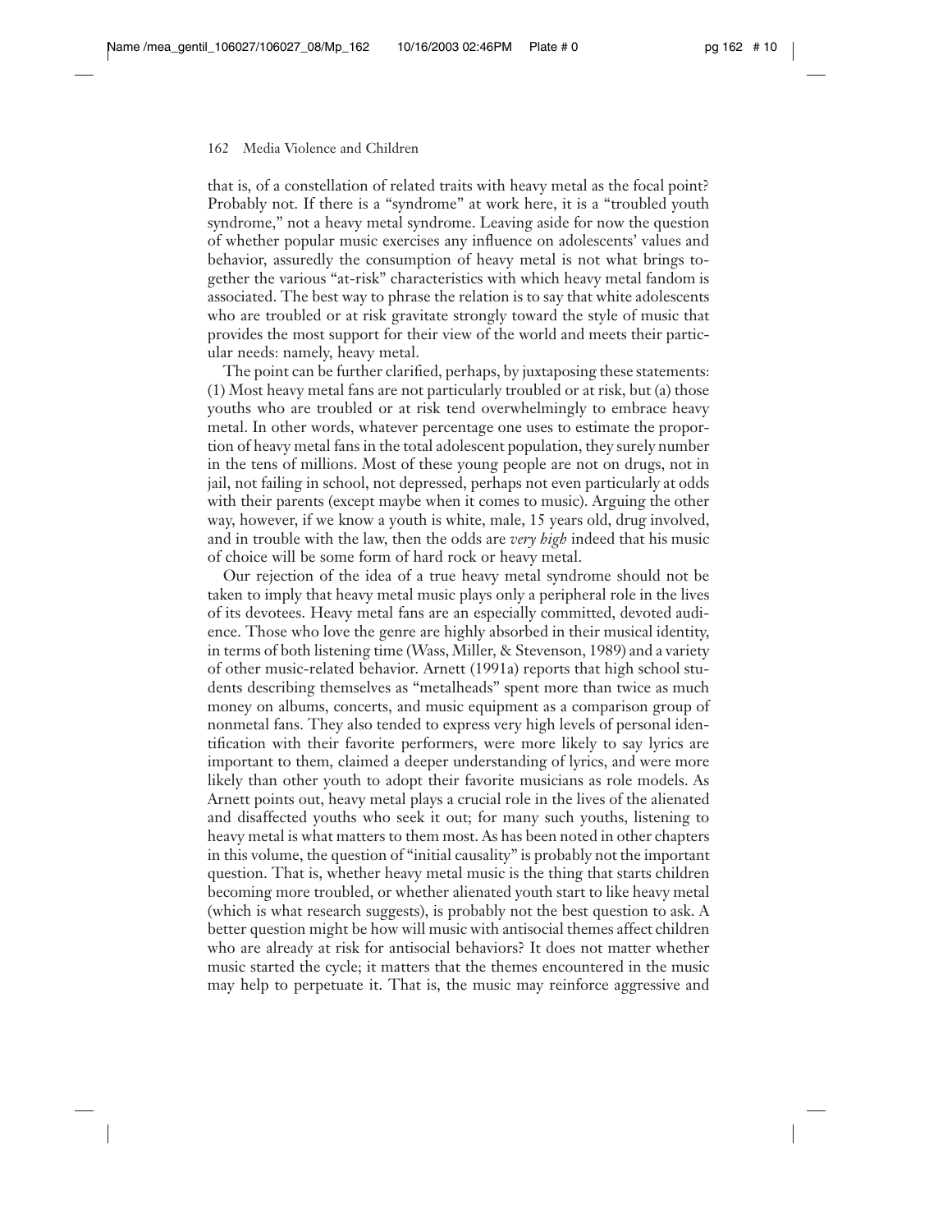that is, of a constellation of related traits with heavy metal as the focal point? Probably not. If there is a "syndrome" at work here, it is a "troubled youth syndrome," not a heavy metal syndrome. Leaving aside for now the question of whether popular music exercises any influence on adolescents' values and behavior, assuredly the consumption of heavy metal is not what brings together the various "at-risk" characteristics with which heavy metal fandom is associated. The best way to phrase the relation is to say that white adolescents who are troubled or at risk gravitate strongly toward the style of music that provides the most support for their view of the world and meets their particular needs: namely, heavy metal.

The point can be further clarified, perhaps, by juxtaposing these statements: (1) Most heavy metal fans are not particularly troubled or at risk, but (a) those youths who are troubled or at risk tend overwhelmingly to embrace heavy metal. In other words, whatever percentage one uses to estimate the proportion of heavy metal fans in the total adolescent population, they surely number in the tens of millions. Most of these young people are not on drugs, not in jail, not failing in school, not depressed, perhaps not even particularly at odds with their parents (except maybe when it comes to music). Arguing the other way, however, if we know a youth is white, male, 15 years old, drug involved, and in trouble with the law, then the odds are *very high* indeed that his music of choice will be some form of hard rock or heavy metal.

Our rejection of the idea of a true heavy metal syndrome should not be taken to imply that heavy metal music plays only a peripheral role in the lives of its devotees. Heavy metal fans are an especially committed, devoted audience. Those who love the genre are highly absorbed in their musical identity, in terms of both listening time (Wass, Miller, & Stevenson, 1989) and a variety of other music-related behavior. Arnett (1991a) reports that high school students describing themselves as "metalheads" spent more than twice as much money on albums, concerts, and music equipment as a comparison group of nonmetal fans. They also tended to express very high levels of personal identification with their favorite performers, were more likely to say lyrics are important to them, claimed a deeper understanding of lyrics, and were more likely than other youth to adopt their favorite musicians as role models. As Arnett points out, heavy metal plays a crucial role in the lives of the alienated and disaffected youths who seek it out; for many such youths, listening to heavy metal is what matters to them most. As has been noted in other chapters in this volume, the question of "initial causality" is probably not the important question. That is, whether heavy metal music is the thing that starts children becoming more troubled, or whether alienated youth start to like heavy metal (which is what research suggests), is probably not the best question to ask. A better question might be how will music with antisocial themes affect children who are already at risk for antisocial behaviors? It does not matter whether music started the cycle; it matters that the themes encountered in the music may help to perpetuate it. That is, the music may reinforce aggressive and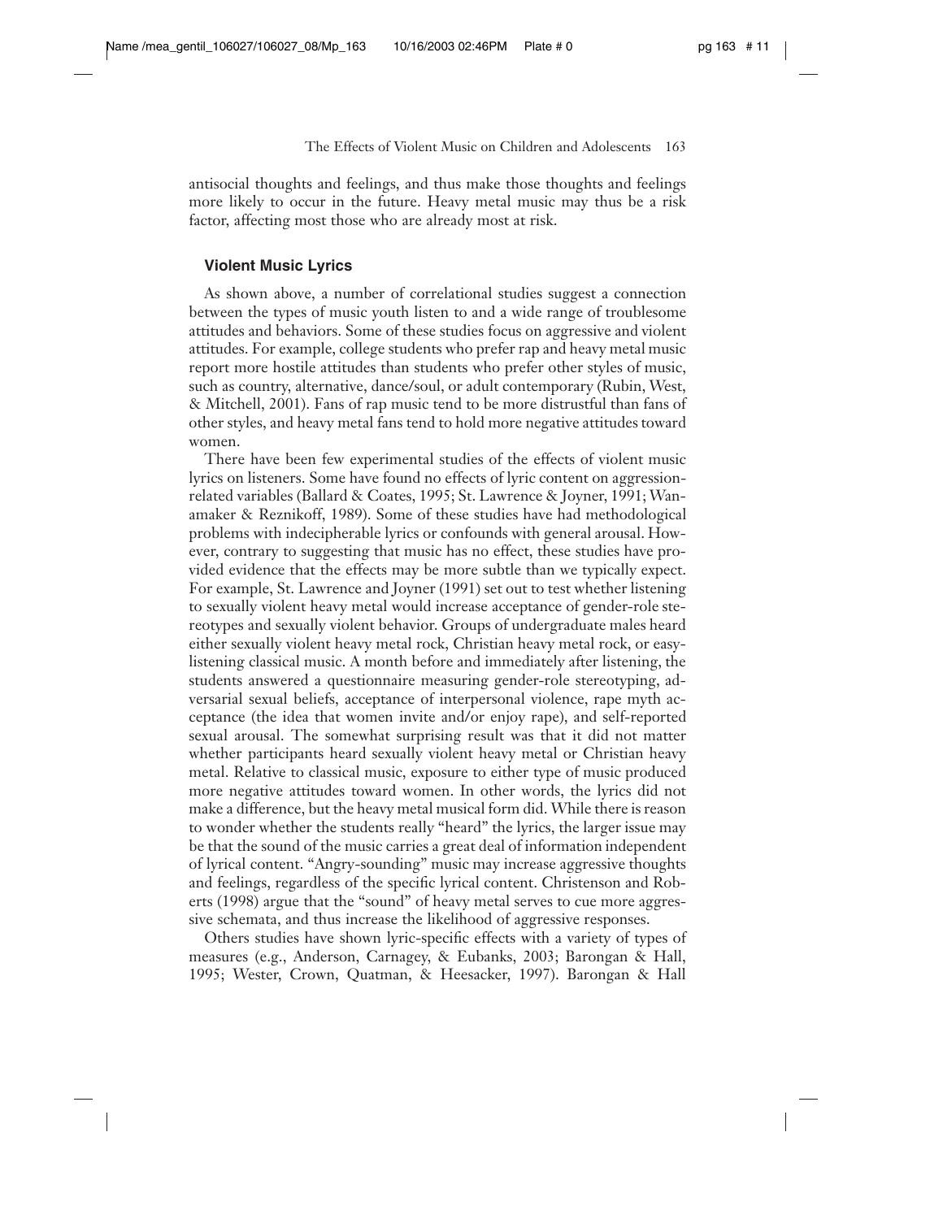antisocial thoughts and feelings, and thus make those thoughts and feelings more likely to occur in the future. Heavy metal music may thus be a risk factor, affecting most those who are already most at risk.

### Violent Music Lyrics

As shown above, a number of correlational studies suggest a connection between the types of music youth listen to and a wide range of troublesome attitudes and behaviors. Some of these studies focus on aggressive and violent attitudes. For example, college students who prefer rap and heavy metal music report more hostile attitudes than students who prefer other styles of music, such as country, alternative, dance/soul, or adult contemporary (Rubin, West, & Mitchell, 2001). Fans of rap music tend to be more distrustful than fans of other styles, and heavy metal fans tend to hold more negative attitudes toward women.

There have been few experimental studies of the effects of violent music lyrics on listeners. Some have found no effects of lyric content on aggression-related variables (Ballard & Coates, 1995; St. Lawrence & Joyner, 1991; Wanamaker & Reznikoff, 1989). Some of these studies have had methodological problems with indecipherable lyrics or confounds with general arousal. However, contrary to suggesting that music has no effect, these studies have provided evidence that the effects may be more subtle than we typically expect. For example, St. Lawrence and Joyner (1991) set out to test whether listening to sexually violent heavy metal would increase acceptance of gender-role stereotypes and sexually violent behavior. Groups of undergraduate males heard either sexually violent heavy metal rock, Christian heavy metal rock, or easy-listening classical music. A month before and immediately after listening, the students answered a questionnaire measuring gender-role stereotyping, adversarial sexual beliefs, acceptance of interpersonal violence, rape myth acceptance (the idea that women invite and/or enjoy rape), and self-reported sexual arousal. The somewhat surprising result was that it did not matter whether participants heard sexually violent heavy metal or Christian heavy metal. Relative to classical music, exposure to either type of music produced more negative attitudes toward women. In other words, the lyrics did not make a difference, but the heavy metal musical form did. While there is reason to wonder whether the students really "heard" the lyrics, the larger issue may be that the sound of the music carries a great deal of information independent of lyrical content. "Angry-sounding" music may increase aggressive thoughts and feelings, regardless of the specific lyrical content. Christenson and Roberts (1998) argue that the "sound" of heavy metal serves to cue more aggressive schemata, and thus increase the likelihood of aggressive responses.

Others studies have shown lyric-specific effects with a variety of types of measures (e.g., Anderson, Carnagey, & Eubanks, 2003; Barongan & Hall, 1995; Wester, Crown, Quatman, & Heesacker, 1997). Barongan & Hall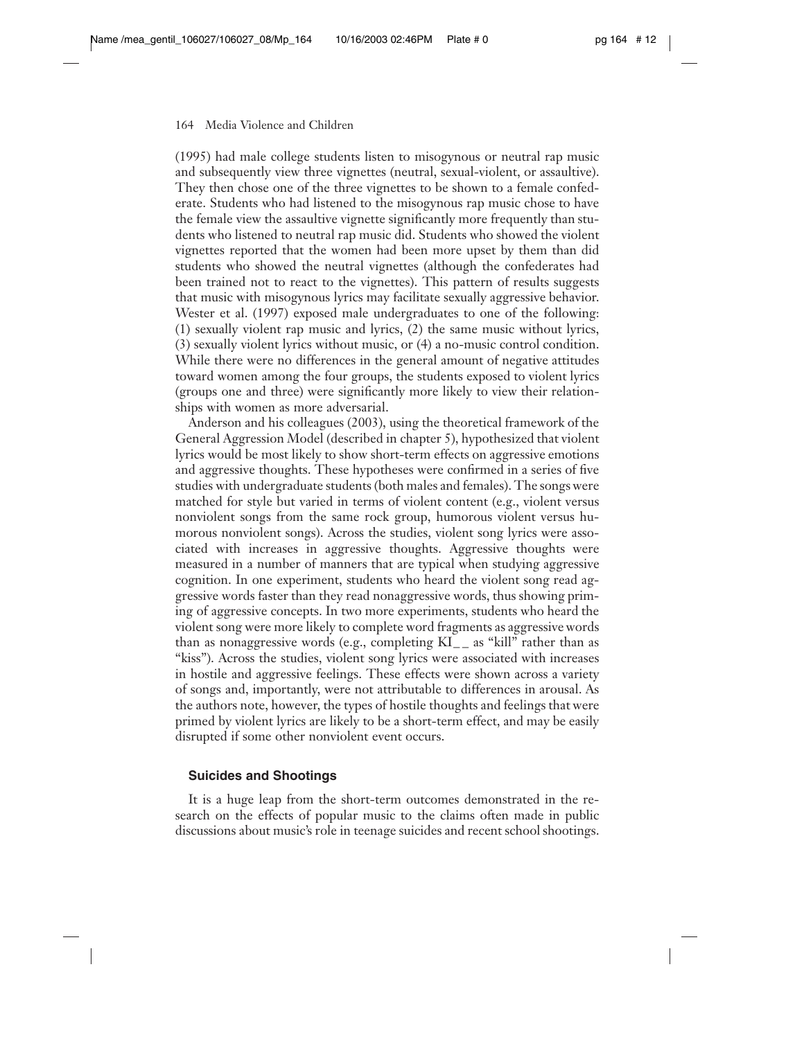(1995) had male college students listen to misogynous or neutral rap music and subsequently view three vignettes (neutral, sexual-violent, or assaultive). They then chose one of the three vignettes to be shown to a female confederate. Students who had listened to the misogynous rap music chose to have the female view the assaultive vignette significantly more frequently than students who listened to neutral rap music did. Students who showed the violent vignettes reported that the women had been more upset by them than did students who showed the neutral vignettes (although the confederates had been trained not to react to the vignettes). This pattern of results suggests that music with misogynous lyrics may facilitate sexually aggressive behavior. Wester et al. (1997) exposed male undergraduates to one of the following: (1) sexually violent rap music and lyrics, (2) the same music without lyrics, (3) sexually violent lyrics without music, or (4) a no-music control condition. While there were no differences in the general amount of negative attitudes toward women among the four groups, the students exposed to violent lyrics (groups one and three) were significantly more likely to view their relationships with women as more adversarial.

Anderson and his colleagues (2003), using the theoretical framework of the General Aggression Model (described in chapter 5), hypothesized that violent lyrics would be most likely to show short-term effects on aggressive emotions and aggressive thoughts. These hypotheses were confirmed in a series of five studies with undergraduate students (both males and females). The songs were matched for style but varied in terms of violent content (e.g., violent versus nonviolent songs from the same rock group, humorous violent versus humorous nonviolent songs). Across the studies, violent song lyrics were associated with increases in aggressive thoughts. Aggressive thoughts were measured in a number of manners that are typical when studying aggressive cognition. In one experiment, students who heard the violent song read aggressive words faster than they read nonaggressive words, thus showing priming of aggressive concepts. In two more experiments, students who heard the violent song were more likely to complete word fragments as aggressive words than as nonaggressive words (e.g., completing KI_ _ as "kill" rather than as "kiss"). Across the studies, violent song lyrics were associated with increases in hostile and aggressive feelings. These effects were shown across a variety of songs and, importantly, were not attributable to differences in arousal. As the authors note, however, the types of hostile thoughts and feelings that were primed by violent lyrics are likely to be a short-term effect, and may be easily disrupted if some other nonviolent event occurs.

### Suicides and Shootings

It is a huge leap from the short-term outcomes demonstrated in the research on the effects of popular music to the claims often made in public discussions about music's role in teenage suicides and recent school shootings.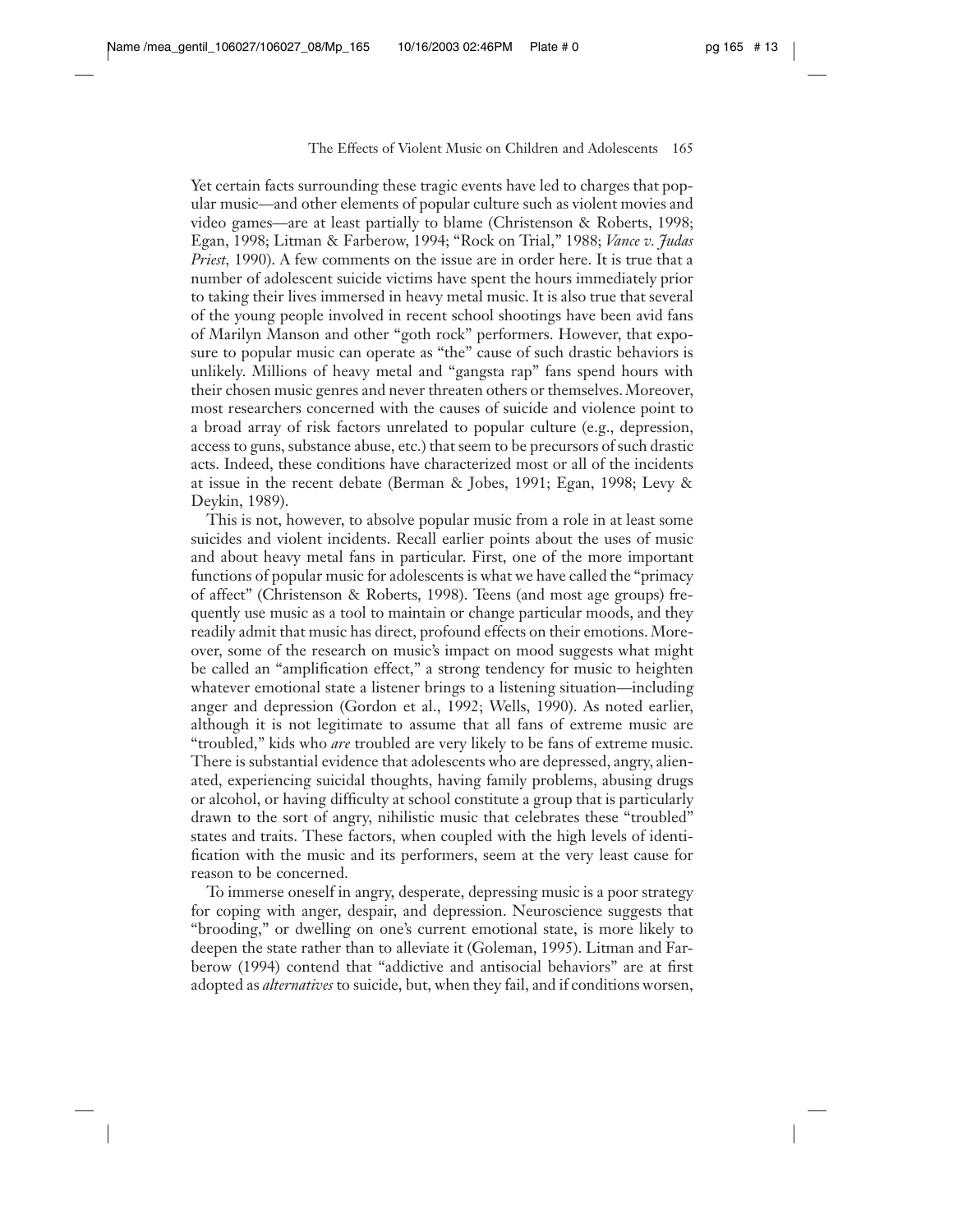Yet certain facts surrounding these tragic events have led to charges that popular music—and other elements of popular culture such as violent movies and video games—are at least partially to blame (Christenson & Roberts, 1998; Egan, 1998; Litman & Farberow, 1994; "Rock on Trial," 1988; *Vance v. Judas Priest*, 1990). A few comments on the issue are in order here. It is true that a number of adolescent suicide victims have spent the hours immediately prior to taking their lives immersed in heavy metal music. It is also true that several of the young people involved in recent school shootings have been avid fans of Marilyn Manson and other "goth rock" performers. However, that exposure to popular music can operate as "the" cause of such drastic behaviors is unlikely. Millions of heavy metal and "gangsta rap" fans spend hours with their chosen music genres and never threaten others or themselves. Moreover, most researchers concerned with the causes of suicide and violence point to a broad array of risk factors unrelated to popular culture (e.g., depression, access to guns, substance abuse, etc.) that seem to be precursors of such drastic acts. Indeed, these conditions have characterized most or all of the incidents at issue in the recent debate (Berman & Jobes, 1991; Egan, 1998; Levy & Deykin, 1989).

This is not, however, to absolve popular music from a role in at least some suicides and violent incidents. Recall earlier points about the uses of music and about heavy metal fans in particular. First, one of the more important functions of popular music for adolescents is what we have called the "primacy of affect" (Christenson & Roberts, 1998). Teens (and most age groups) frequently use music as a tool to maintain or change particular moods, and they readily admit that music has direct, profound effects on their emotions. Moreover, some of the research on music's impact on mood suggests what might be called an "amplification effect," a strong tendency for music to heighten whatever emotional state a listener brings to a listening situation—including anger and depression (Gordon et al., 1992; Wells, 1990). As noted earlier, although it is not legitimate to assume that all fans of extreme music are "troubled," kids who *are* troubled are very likely to be fans of extreme music. There is substantial evidence that adolescents who are depressed, angry, alienated, experiencing suicidal thoughts, having family problems, abusing drugs or alcohol, or having difficulty at school constitute a group that is particularly drawn to the sort of angry, nihilistic music that celebrates these "troubled" states and traits. These factors, when coupled with the high levels of identification with the music and its performers, seem at the very least cause for reason to be concerned.

To immerse oneself in angry, desperate, depressing music is a poor strategy for coping with anger, despair, and depression. Neuroscience suggests that "brooding," or dwelling on one's current emotional state, is more likely to deepen the state rather than to alleviate it (Goleman, 1995). Litman and Farberow (1994) contend that "addictive and antisocial behaviors" are at first adopted as *alternatives* to suicide, but, when they fail, and if conditions worsen,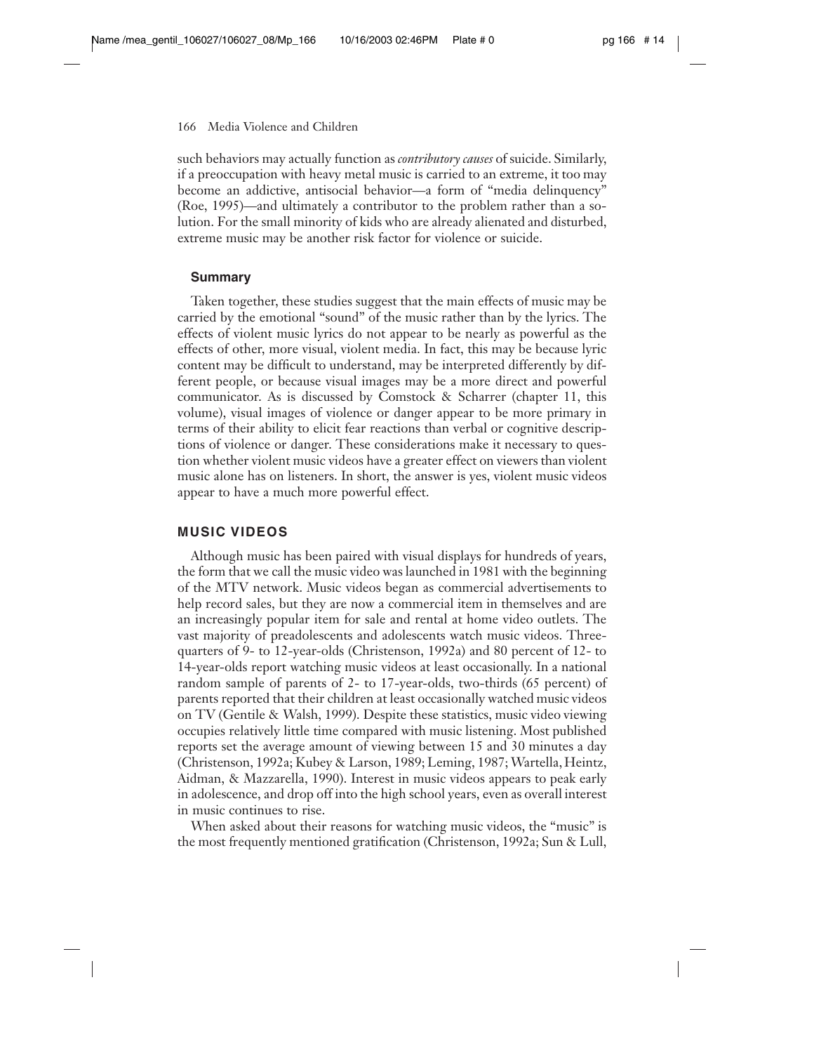such behaviors may actually function as *contributory causes* of suicide. Similarly, if a preoccupation with heavy metal music is carried to an extreme, it too may become an addictive, antisocial behavior—a form of "media delinquency" (Roe, 1995)—and ultimately a contributor to the problem rather than a solution. For the small minority of kids who are already alienated and disturbed, extreme music may be another risk factor for violence or suicide.

### Summary

Taken together, these studies suggest that the main effects of music may be carried by the emotional "sound" of the music rather than by the lyrics. The effects of violent music lyrics do not appear to be nearly as powerful as the effects of other, more visual, violent media. In fact, this may be because lyric content may be difficult to understand, may be interpreted differently by different people, or because visual images may be a more direct and powerful communicator. As is discussed by Comstock & Scharrer (chapter 11, this volume), visual images of violence or danger appear to be more primary in terms of their ability to elicit fear reactions than verbal or cognitive descriptions of violence or danger. These considerations make it necessary to question whether violent music videos have a greater effect on viewers than violent music alone has on listeners. In short, the answer is yes, violent music videos appear to have a much more powerful effect.

## MUSIC VIDEOS

Although music has been paired with visual displays for hundreds of years, the form that we call the music video was launched in 1981 with the beginning of the MTV network. Music videos began as commercial advertisements to help record sales, but they are now a commercial item in themselves and are an increasingly popular item for sale and rental at home video outlets. The vast majority of preadolescents and adolescents watch music videos. Three-quarters of 9- to 12-year-olds (Christenson, 1992a) and 80 percent of 12- to 14-year-olds report watching music videos at least occasionally. In a national random sample of parents of 2- to 17-year-olds, two-thirds (65 percent) of parents reported that their children at least occasionally watched music videos on TV (Gentile & Walsh, 1999). Despite these statistics, music video viewing occupies relatively little time compared with music listening. Most published reports set the average amount of viewing between 15 and 30 minutes a day (Christenson, 1992a; Kubey & Larson, 1989; Leming, 1987; Wartella, Heintz, Aidman, & Mazzarella, 1990). Interest in music videos appears to peak early in adolescence, and drop off into the high school years, even as overall interest in music continues to rise.

When asked about their reasons for watching music videos, the "music" is the most frequently mentioned gratification (Christenson, 1992a; Sun & Lull,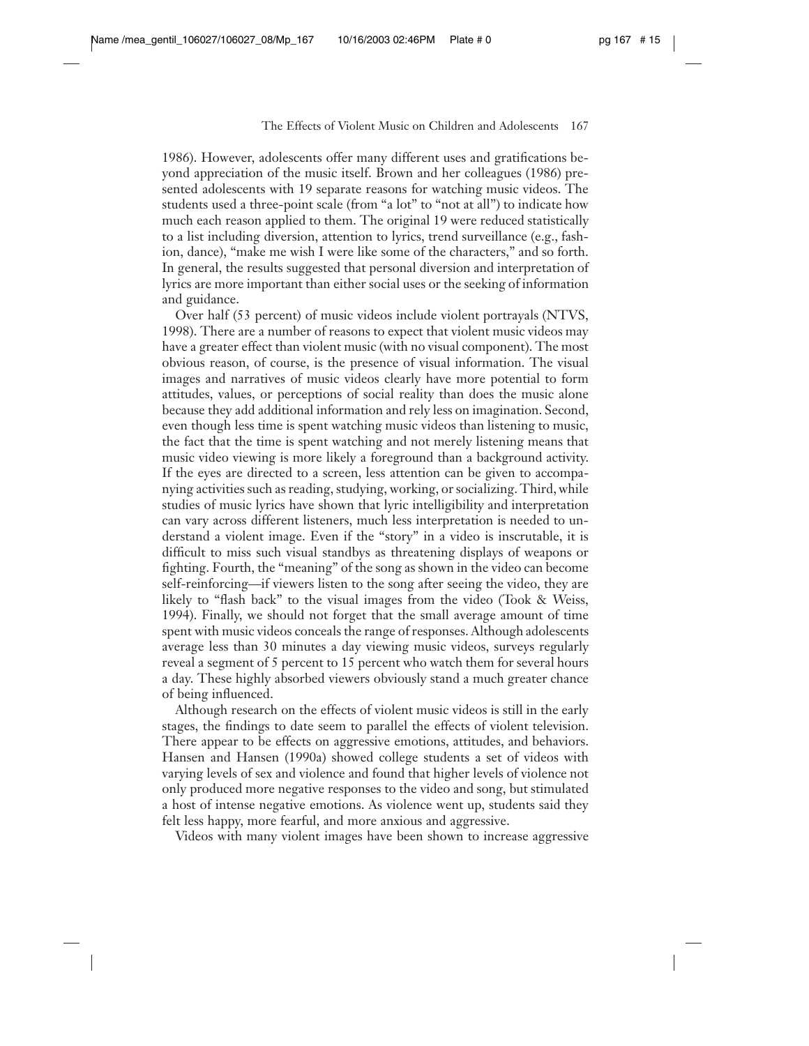1986). However, adolescents offer many different uses and gratifications beyond appreciation of the music itself. Brown and her colleagues (1986) presented adolescents with 19 separate reasons for watching music videos. The students used a three-point scale (from "a lot" to "not at all") to indicate how much each reason applied to them. The original 19 were reduced statistically to a list including diversion, attention to lyrics, trend surveillance (e.g., fashion, dance), "make me wish I were like some of the characters," and so forth. In general, the results suggested that personal diversion and interpretation of lyrics are more important than either social uses or the seeking of information and guidance.

Over half (53 percent) of music videos include violent portrayals (NTVS, 1998). There are a number of reasons to expect that violent music videos may have a greater effect than violent music (with no visual component). The most obvious reason, of course, is the presence of visual information. The visual images and narratives of music videos clearly have more potential to form attitudes, values, or perceptions of social reality than does the music alone because they add additional information and rely less on imagination. Second, even though less time is spent watching music videos than listening to music, the fact that the time is spent watching and not merely listening means that music video viewing is more likely a foreground than a background activity. If the eyes are directed to a screen, less attention can be given to accompanying activities such as reading, studying, working, or socializing. Third, while studies of music lyrics have shown that lyric intelligibility and interpretation can vary across different listeners, much less interpretation is needed to understand a violent image. Even if the "story" in a video is inscrutable, it is difficult to miss such visual standbys as threatening displays of weapons or fighting. Fourth, the "meaning" of the song as shown in the video can become self-reinforcing—if viewers listen to the song after seeing the video, they are likely to "flash back" to the visual images from the video (Took & Weiss, 1994). Finally, we should not forget that the small average amount of time spent with music videos conceals the range of responses. Although adolescents average less than 30 minutes a day viewing music videos, surveys regularly reveal a segment of 5 percent to 15 percent who watch them for several hours a day. These highly absorbed viewers obviously stand a much greater chance of being influenced.

Although research on the effects of violent music videos is still in the early stages, the findings to date seem to parallel the effects of violent television. There appear to be effects on aggressive emotions, attitudes, and behaviors. Hansen and Hansen (1990a) showed college students a set of videos with varying levels of sex and violence and found that higher levels of violence not only produced more negative responses to the video and song, but stimulated a host of intense negative emotions. As violence went up, students said they felt less happy, more fearful, and more anxious and aggressive.

Videos with many violent images have been shown to increase aggressive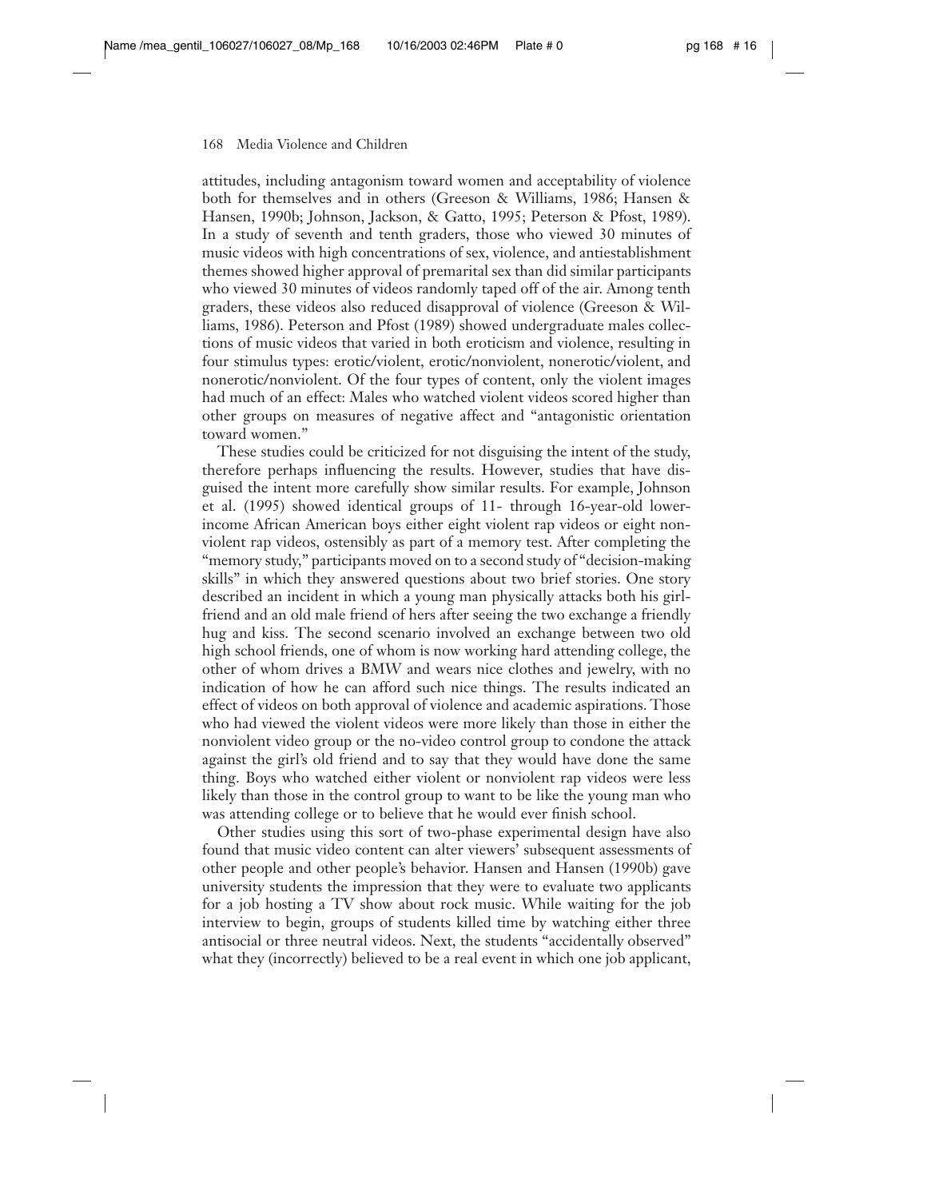attitudes, including antagonism toward women and acceptability of violence both for themselves and in others (Greeson & Williams, 1986; Hansen & Hansen, 1990b; Johnson, Jackson, & Gatto, 1995; Peterson & Pfost, 1989). In a study of seventh and tenth graders, those who viewed 30 minutes of music videos with high concentrations of sex, violence, and antiestablishment themes showed higher approval of premarital sex than did similar participants who viewed 30 minutes of videos randomly taped off of the air. Among tenth graders, these videos also reduced disapproval of violence (Greeson & Williams, 1986). Peterson and Pfost (1989) showed undergraduate males collections of music videos that varied in both eroticism and violence, resulting in four stimulus types: erotic/violent, erotic/nonviolent, nonerotic/violent, and nonerotic/nonviolent. Of the four types of content, only the violent images had much of an effect: Males who watched violent videos scored higher than other groups on measures of negative affect and "antagonistic orientation toward women."

These studies could be criticized for not disguising the intent of the study, therefore perhaps influencing the results. However, studies that have disguised the intent more carefully show similar results. For example, Johnson et al. (1995) showed identical groups of 11- through 16-year-old lower-income African American boys either eight violent rap videos or eight nonviolent rap videos, ostensibly as part of a memory test. After completing the "memory study," participants moved on to a second study of "decision-making skills" in which they answered questions about two brief stories. One story described an incident in which a young man physically attacks both his girlfriend and an old male friend of hers after seeing the two exchange a friendly hug and kiss. The second scenario involved an exchange between two old high school friends, one of whom is now working hard attending college, the other of whom drives a BMW and wears nice clothes and jewelry, with no indication of how he can afford such nice things. The results indicated an effect of videos on both approval of violence and academic aspirations. Those who had viewed the violent videos were more likely than those in either the nonviolent video group or the no-video control group to condone the attack against the girl's old friend and to say that they would have done the same thing. Boys who watched either violent or nonviolent rap videos were less likely than those in the control group to want to be like the young man who was attending college or to believe that he would ever finish school.

Other studies using this sort of two-phase experimental design have also found that music video content can alter viewers' subsequent assessments of other people and other people's behavior. Hansen and Hansen (1990b) gave university students the impression that they were to evaluate two applicants for a job hosting a TV show about rock music. While waiting for the job interview to begin, groups of students killed time by watching either three antisocial or three neutral videos. Next, the students "accidentally observed" what they (incorrectly) believed to be a real event in which one job applicant,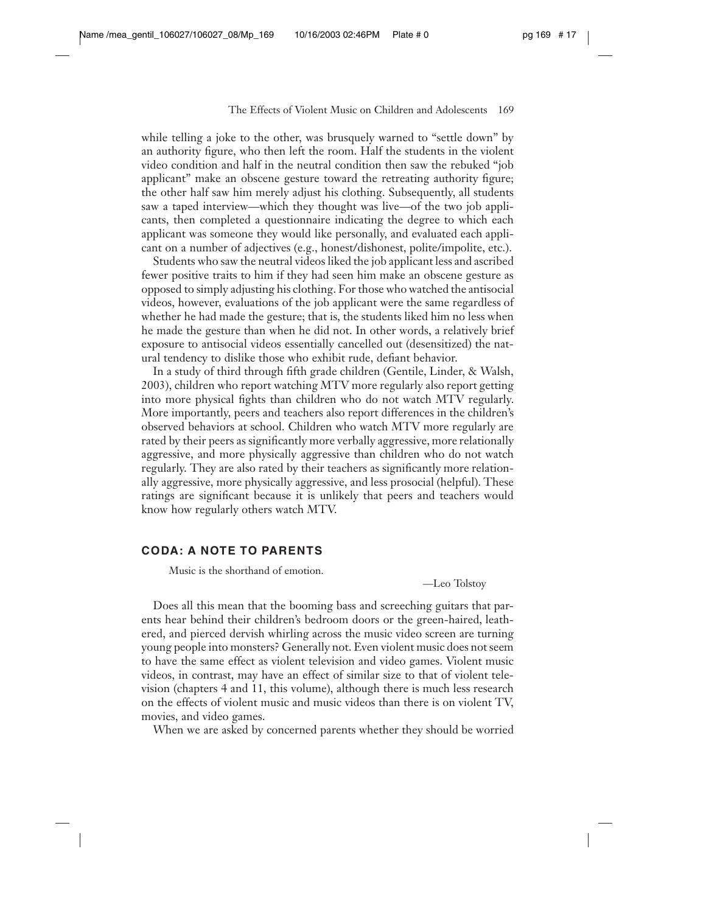while telling a joke to the other, was brusquely warned to "settle down" by an authority figure, who then left the room. Half the students in the violent video condition and half in the neutral condition then saw the rebuked "job applicant" make an obscene gesture toward the retreating authority figure; the other half saw him merely adjust his clothing. Subsequently, all students saw a taped interview—which they thought was live—of the two job applicants, then completed a questionnaire indicating the degree to which each applicant was someone they would like personally, and evaluated each applicant on a number of adjectives (e.g., honest/dishonest, polite/impolite, etc.).

Students who saw the neutral videos liked the job applicant less and ascribed fewer positive traits to him if they had seen him make an obscene gesture as opposed to simply adjusting his clothing. For those who watched the antisocial videos, however, evaluations of the job applicant were the same regardless of whether he had made the gesture; that is, the students liked him no less when he made the gesture than when he did not. In other words, a relatively brief exposure to antisocial videos essentially cancelled out (desensitized) the natural tendency to dislike those who exhibit rude, defiant behavior.

In a study of third through fifth grade children (Gentile, Linder, & Walsh, 2003), children who report watching MTV more regularly also report getting into more physical fights than children who do not watch MTV regularly. More importantly, peers and teachers also report differences in the children's observed behaviors at school. Children who watch MTV more regularly are rated by their peers as significantly more verbally aggressive, more relationally aggressive, and more physically aggressive than children who do not watch regularly. They are also rated by their teachers as significantly more relationally aggressive, more physically aggressive, and less prosocial (helpful). These ratings are significant because it is unlikely that peers and teachers would know how regularly others watch MTV.

## CODA: A NOTE TO PARENTS

> Music is the shorthand of emotion.
>
> —Leo Tolstoy

Does all this mean that the booming bass and screeching guitars that parents hear behind their children's bedroom doors or the green-haired, leathered, and pierced dervish whirling across the music video screen are turning young people into monsters? Generally not. Even violent music does not seem to have the same effect as violent television and video games. Violent music videos, in contrast, may have an effect of similar size to that of violent television (chapters 4 and 11, this volume), although there is much less research on the effects of violent music and music videos than there is on violent TV, movies, and video games.

When we are asked by concerned parents whether they should be worried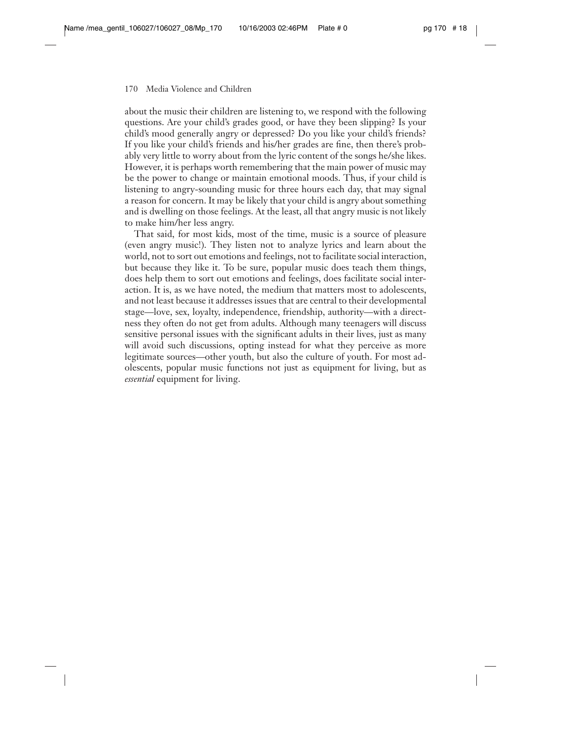about the music their children are listening to, we respond with the following questions. Are your child's grades good, or have they been slipping? Is your child's mood generally angry or depressed? Do you like your child's friends? If you like your child's friends and his/her grades are fine, then there's probably very little to worry about from the lyric content of the songs he/she likes. However, it is perhaps worth remembering that the main power of music may be the power to change or maintain emotional moods. Thus, if your child is listening to angry-sounding music for three hours each day, that may signal a reason for concern. It may be likely that your child is angry about something and is dwelling on those feelings. At the least, all that angry music is not likely to make him/her less angry.

That said, for most kids, most of the time, music is a source of pleasure (even angry music!). They listen not to analyze lyrics and learn about the world, not to sort out emotions and feelings, not to facilitate social interaction, but because they like it. To be sure, popular music does teach them things, does help them to sort out emotions and feelings, does facilitate social interaction. It is, as we have noted, the medium that matters most to adolescents, and not least because it addresses issues that are central to their developmental stage—love, sex, loyalty, independence, friendship, authority—with a directness they often do not get from adults. Although many teenagers will discuss sensitive personal issues with the significant adults in their lives, just as many will avoid such discussions, opting instead for what they perceive as more legitimate sources—other youth, but also the culture of youth. For most adolescents, popular music functions not just as equipment for living, but as *essential* equipment for living.